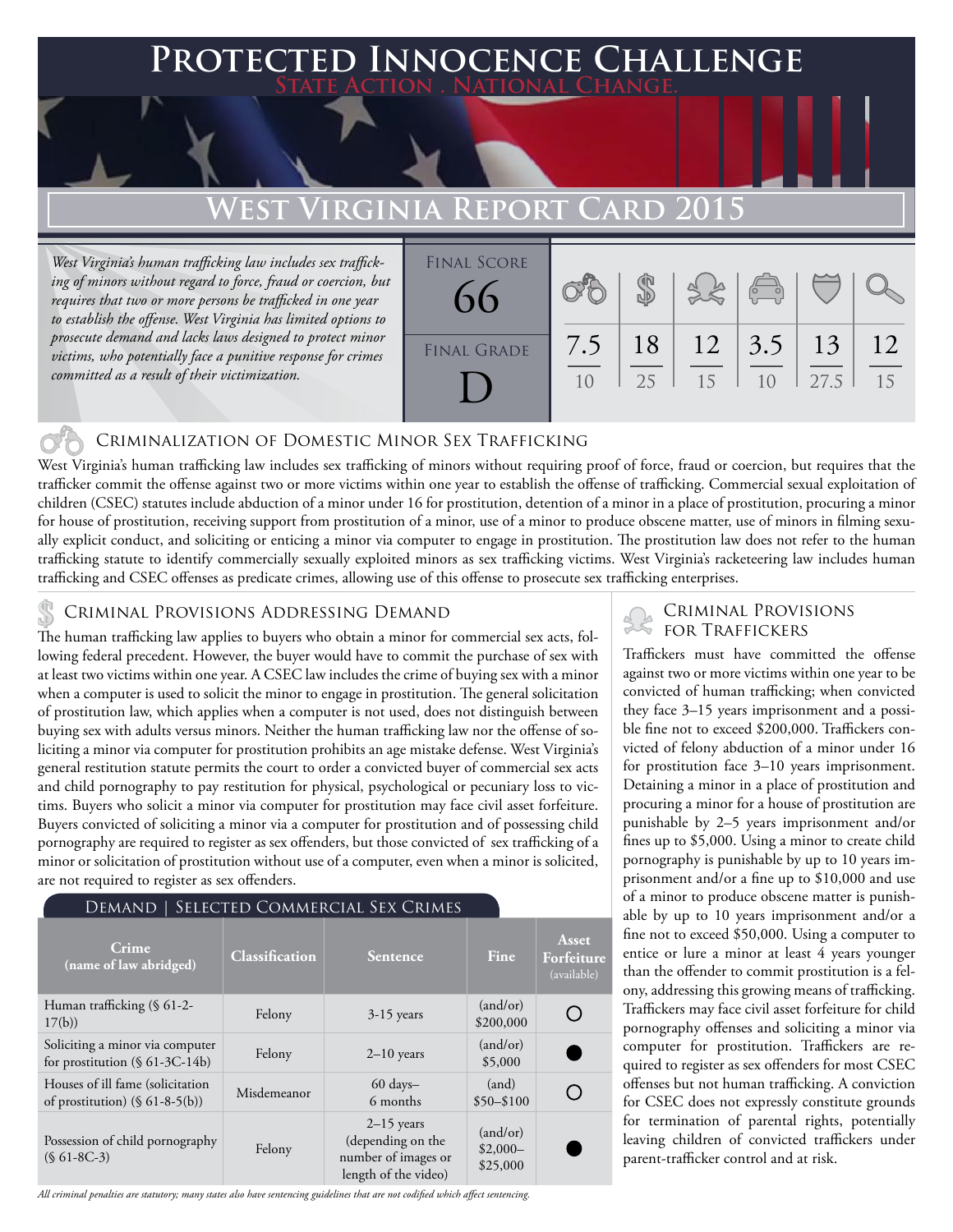# Protected Innocence Challenge

State Action . National Change.

## West Virginia Report Card 2015

*West Virginia's human trafficking law includes sex trafficking of minors without regard to force, fraud or coercion, but requires that two or more persons be trafficked in one year to establish the offense. West Virginia has limited options to prosecute demand and lacks laws designed to protect minor victims, who potentially face a punitive response for crimes committed as a result of their victimization.*

| Final Score | Final Grade |
|---|---|
| 66 | D |

| 1 | 2 | 3 | 4 | 5 | 6 |
|---|---|---|---|---|---|
| 7.5/10 | 18/25 | 12/15 | 3.5/10 | 13/27.5 | 12/15 |

### Criminalization of Domestic Minor Sex Trafficking

West Virginia's human trafficking law includes sex trafficking of minors without requiring proof of force, fraud or coercion, but requires that the trafficker commit the offense against two or more victims within one year to establish the offense of trafficking. Commercial sexual exploitation of children (CSEC) statutes include abduction of a minor under 16 for prostitution, detention of a minor in a place of prostitution, procuring a minor for house of prostitution, receiving support from prostitution of a minor, use of a minor to produce obscene matter, use of minors in filming sexually explicit conduct, and soliciting or enticing a minor via computer to engage in prostitution. The prostitution law does not refer to the human trafficking statute to identify commercially sexually exploited minors as sex trafficking victims. West Virginia's racketeering law includes human trafficking and CSEC offenses as predicate crimes, allowing use of this offense to prosecute sex trafficking enterprises.

### Criminal Provisions Addressing Demand

The human trafficking law applies to buyers who obtain a minor for commercial sex acts, following federal precedent. However, the buyer would have to commit the purchase of sex with at least two victims within one year. A CSEC law includes the crime of buying sex with a minor when a computer is used to solicit the minor to engage in prostitution. The general solicitation of prostitution law, which applies when a computer is not used, does not distinguish between buying sex with adults versus minors. Neither the human trafficking law nor the offense of soliciting a minor via computer for prostitution prohibits an age mistake defense. West Virginia's general restitution statute permits the court to order a convicted buyer of commercial sex acts and child pornography to pay restitution for physical, psychological or pecuniary loss to victims. Buyers who solicit a minor via computer for prostitution may face civil asset forfeiture. Buyers convicted of soliciting a minor via a computer for prostitution and of possessing child pornography are required to register as sex offenders, but those convicted of sex trafficking of a minor or solicitation of prostitution without use of a computer, even when a minor is solicited, are not required to register as sex offenders.

#### Demand | Selected Commercial Sex Crimes

| Crime (name of law abridged) | Classification | Sentence | Fine | Asset Forfeiture (available) |
|---|---|---|---|---|
| Human trafficking (§ 61-2-17(b)) | Felony | 3-15 years | (and/or) $200,000 | ○ |
| Soliciting a minor via computer for prostitution (§ 61-3C-14b) | Felony | 2–10 years | (and/or) $5,000 | ● |
| Houses of ill fame (solicitation of prostitution) (§ 61-8-5(b)) | Misdemeanor | 60 days–6 months | (and) $50–$100 | ○ |
| Possession of child pornography (§ 61-8C-3) | Felony | 2–15 years (depending on the number of images or length of the video) | (and/or) $2,000–$25,000 | ● |

*All criminal penalties are statutory; many states also have sentencing guidelines that are not codified which affect sentencing.*

### Criminal Provisions for Traffickers

Traffickers must have committed the offense against two or more victims within one year to be convicted of human trafficking; when convicted they face 3–15 years imprisonment and a possible fine not to exceed $200,000. Traffickers convicted of felony abduction of a minor under 16 for prostitution face 3–10 years imprisonment. Detaining a minor in a place of prostitution and procuring a minor for a house of prostitution are punishable by 2–5 years imprisonment and/or fines up to $5,000. Using a minor to create child pornography is punishable by up to 10 years imprisonment and/or a fine up to $10,000 and use of a minor to produce obscene matter is punishable by up to 10 years imprisonment and/or a fine not to exceed $50,000. Using a computer to entice or lure a minor at least 4 years younger than the offender to commit prostitution is a felony, addressing this growing means of trafficking. Traffickers may face civil asset forfeiture for child pornography offenses and soliciting a minor via computer for prostitution. Traffickers are required to register as sex offenders for most CSEC offenses but not human trafficking. A conviction for CSEC does not expressly constitute grounds for termination of parental rights, potentially leaving children of convicted traffickers under parent-trafficker control and at risk.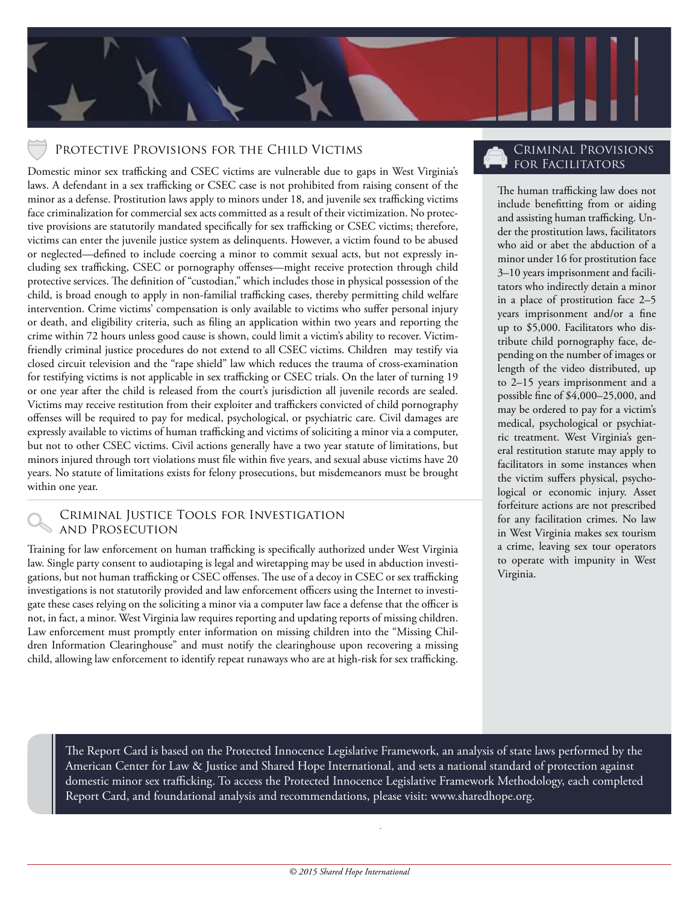## Protective Provisions for the Child Victims

Domestic minor sex trafficking and CSEC victims are vulnerable due to gaps in West Virginia's laws. A defendant in a sex trafficking or CSEC case is not prohibited from raising consent of the minor as a defense. Prostitution laws apply to minors under 18, and juvenile sex trafficking victims face criminalization for commercial sex acts committed as a result of their victimization. No protective provisions are statutorily mandated specifically for sex trafficking or CSEC victims; therefore, victims can enter the juvenile justice system as delinquents. However, a victim found to be abused or neglected—defined to include coercing a minor to commit sexual acts, but not expressly including sex trafficking, CSEC or pornography offenses—might receive protection through child protective services. The definition of "custodian," which includes those in physical possession of the child, is broad enough to apply in non-familial trafficking cases, thereby permitting child welfare intervention. Crime victims' compensation is only available to victims who suffer personal injury or death, and eligibility criteria, such as filing an application within two years and reporting the crime within 72 hours unless good cause is shown, could limit a victim's ability to recover. Victim-friendly criminal justice procedures do not extend to all CSEC victims. Children may testify via closed circuit television and the "rape shield" law which reduces the trauma of cross-examination for testifying victims is not applicable in sex trafficking or CSEC trials. On the later of turning 19 or one year after the child is released from the court's jurisdiction all juvenile records are sealed. Victims may receive restitution from their exploiter and traffickers convicted of child pornography offenses will be required to pay for medical, psychological, or psychiatric care. Civil damages are expressly available to victims of human trafficking and victims of soliciting a minor via a computer, but not to other CSEC victims. Civil actions generally have a two year statute of limitations, but minors injured through tort violations must file within five years, and sexual abuse victims have 20 years. No statute of limitations exists for felony prosecutions, but misdemeanors must be brought within one year.

## Criminal Justice Tools for Investigation and Prosecution

Training for law enforcement on human trafficking is specifically authorized under West Virginia law. Single party consent to audiotaping is legal and wiretapping may be used in abduction investigations, but not human trafficking or CSEC offenses. The use of a decoy in CSEC or sex trafficking investigations is not statutorily provided and law enforcement officers using the Internet to investigate these cases relying on the soliciting a minor via a computer law face a defense that the officer is not, in fact, a minor. West Virginia law requires reporting and updating reports of missing children. Law enforcement must promptly enter information on missing children into the "Missing Children Information Clearinghouse" and must notify the clearinghouse upon recovering a missing child, allowing law enforcement to identify repeat runaways who are at high-risk for sex trafficking.

## Criminal Provisions for Facilitators

The human trafficking law does not include benefitting from or aiding and assisting human trafficking. Under the prostitution laws, facilitators who aid or abet the abduction of a minor under 16 for prostitution face 3–10 years imprisonment and facilitators who indirectly detain a minor in a place of prostitution face 2–5 years imprisonment and/or a fine up to $5,000. Facilitators who distribute child pornography face, depending on the number of images or length of the video distributed, up to 2–15 years imprisonment and a possible fine of $4,000–25,000, and may be ordered to pay for a victim's medical, psychological or psychiatric treatment. West Virginia's general restitution statute may apply to facilitators in some instances when the victim suffers physical, psychological or economic injury. Asset forfeiture actions are not prescribed for any facilitation crimes. No law in West Virginia makes sex tourism a crime, leaving sex tour operators to operate with impunity in West Virginia.

The Report Card is based on the Protected Innocence Legislative Framework, an analysis of state laws performed by the American Center for Law & Justice and Shared Hope International, and sets a national standard of protection against domestic minor sex trafficking. To access the Protected Innocence Legislative Framework Methodology, each completed Report Card, and foundational analysis and recommendations, please visit: www.sharedhope.org.

*© 2015 Shared Hope International*